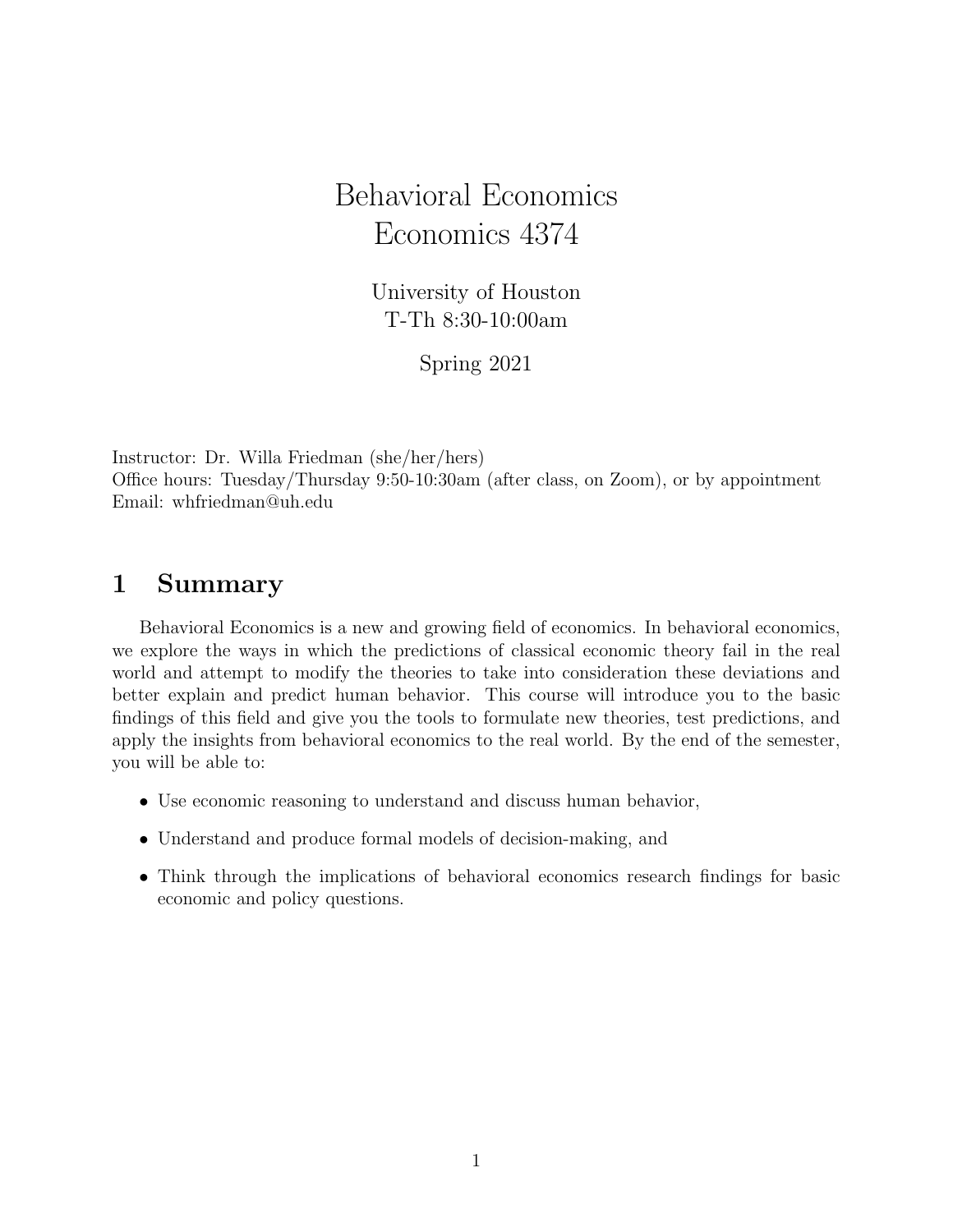# Behavioral Economics
# Economics 4374

University of Houston
T-Th 8:30-10:00am

Spring 2021

Instructor: Dr. Willa Friedman (she/her/hers)
Office hours: Tuesday/Thursday 9:50-10:30am (after class, on Zoom), or by appointment
Email: whfriedman@uh.edu

## 1 Summary

Behavioral Economics is a new and growing field of economics. In behavioral economics, we explore the ways in which the predictions of classical economic theory fail in the real world and attempt to modify the theories to take into consideration these deviations and better explain and predict human behavior. This course will introduce you to the basic findings of this field and give you the tools to formulate new theories, test predictions, and apply the insights from behavioral economics to the real world. By the end of the semester, you will be able to:

- Use economic reasoning to understand and discuss human behavior,
- Understand and produce formal models of decision-making, and
- Think through the implications of behavioral economics research findings for basic economic and policy questions.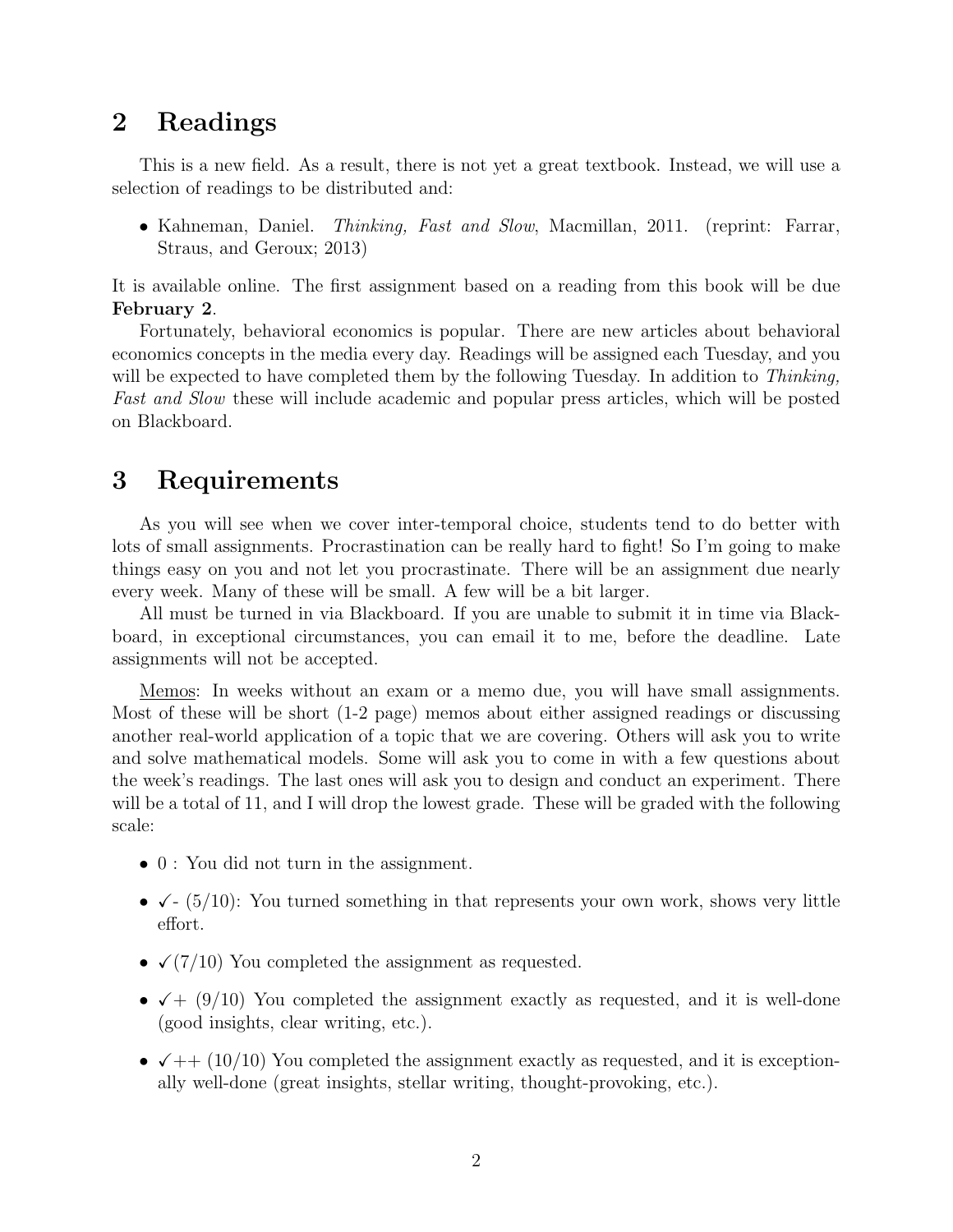## 2 Readings

This is a new field. As a result, there is not yet a great textbook. Instead, we will use a selection of readings to be distributed and:

- Kahneman, Daniel. *Thinking, Fast and Slow*, Macmillan, 2011. (reprint: Farrar, Straus, and Geroux; 2013)

It is available online. The first assignment based on a reading from this book will be due **February 2**.

Fortunately, behavioral economics is popular. There are new articles about behavioral economics concepts in the media every day. Readings will be assigned each Tuesday, and you will be expected to have completed them by the following Tuesday. In addition to *Thinking, Fast and Slow* these will include academic and popular press articles, which will be posted on Blackboard.

## 3 Requirements

As you will see when we cover inter-temporal choice, students tend to do better with lots of small assignments. Procrastination can be really hard to fight! So I'm going to make things easy on you and not let you procrastinate. There will be an assignment due nearly every week. Many of these will be small. A few will be a bit larger.

All must be turned in via Blackboard. If you are unable to submit it in time via Blackboard, in exceptional circumstances, you can email it to me, before the deadline. Late assignments will not be accepted.

<u>Memos</u>: In weeks without an exam or a memo due, you will have small assignments. Most of these will be short (1-2 page) memos about either assigned readings or discussing another real-world application of a topic that we are covering. Others will ask you to write and solve mathematical models. Some will ask you to come in with a few questions about the week's readings. The last ones will ask you to design and conduct an experiment. There will be a total of 11, and I will drop the lowest grade. These will be graded with the following scale:

- 0 : You did not turn in the assignment.
- ✓- (5/10): You turned something in that represents your own work, shows very little effort.
- ✓(7/10) You completed the assignment as requested.
- ✓+ (9/10) You completed the assignment exactly as requested, and it is well-done (good insights, clear writing, etc.).
- ✓++ (10/10) You completed the assignment exactly as requested, and it is exceptionally well-done (great insights, stellar writing, thought-provoking, etc.).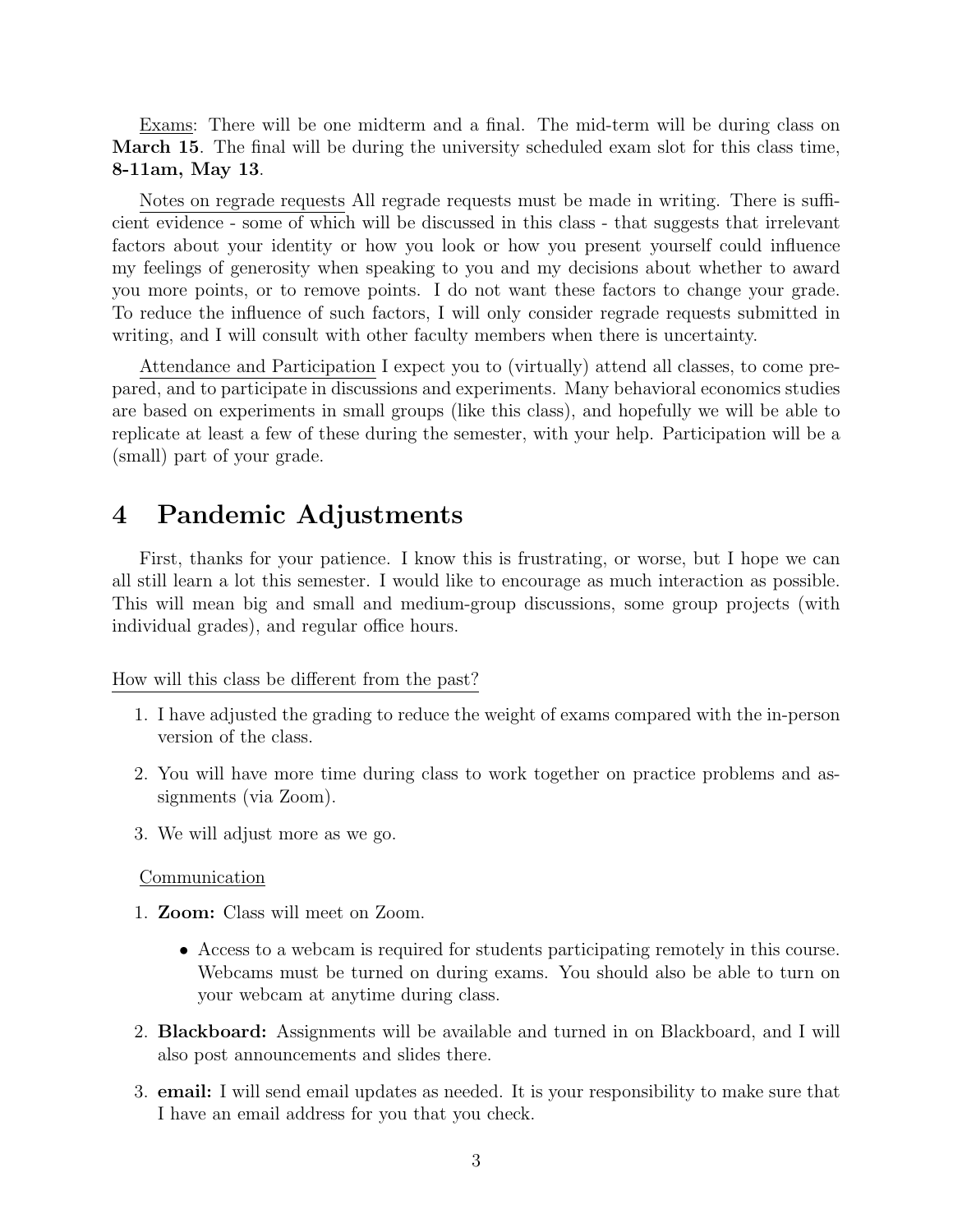Exams: There will be one midterm and a final. The mid-term will be during class on **March 15**. The final will be during the university scheduled exam slot for this class time, **8-11am, May 13**.

Notes on regrade requests All regrade requests must be made in writing. There is sufficient evidence - some of which will be discussed in this class - that suggests that irrelevant factors about your identity or how you look or how you present yourself could influence my feelings of generosity when speaking to you and my decisions about whether to award you more points, or to remove points. I do not want these factors to change your grade. To reduce the influence of such factors, I will only consider regrade requests submitted in writing, and I will consult with other faculty members when there is uncertainty.

Attendance and Participation I expect you to (virtually) attend all classes, to come prepared, and to participate in discussions and experiments. Many behavioral economics studies are based on experiments in small groups (like this class), and hopefully we will be able to replicate at least a few of these during the semester, with your help. Participation will be a (small) part of your grade.

# 4 Pandemic Adjustments

First, thanks for your patience. I know this is frustrating, or worse, but I hope we can all still learn a lot this semester. I would like to encourage as much interaction as possible. This will mean big and small and medium-group discussions, some group projects (with individual grades), and regular office hours.

How will this class be different from the past?

1. I have adjusted the grading to reduce the weight of exams compared with the in-person version of the class.
2. You will have more time during class to work together on practice problems and assignments (via Zoom).
3. We will adjust more as we go.

Communication

1. **Zoom:** Class will meet on Zoom.
   - Access to a webcam is required for students participating remotely in this course. Webcams must be turned on during exams. You should also be able to turn on your webcam at anytime during class.
2. **Blackboard:** Assignments will be available and turned in on Blackboard, and I will also post announcements and slides there.
3. **email:** I will send email updates as needed. It is your responsibility to make sure that I have an email address for you that you check.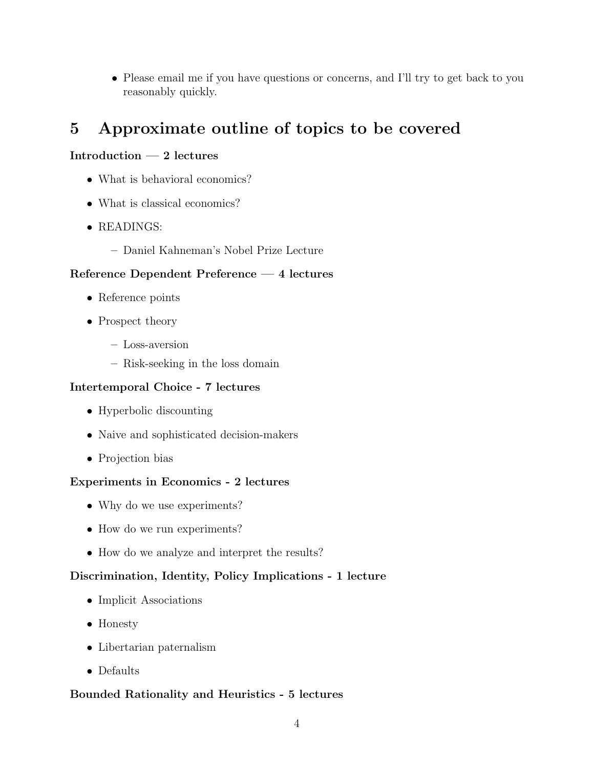- Please email me if you have questions or concerns, and I'll try to get back to you reasonably quickly.

## 5 Approximate outline of topics to be covered

**Introduction — 2 lectures**

- What is behavioral economics?
- What is classical economics?
- READINGS:
  - Daniel Kahneman's Nobel Prize Lecture

**Reference Dependent Preference — 4 lectures**

- Reference points
- Prospect theory
  - Loss-aversion
  - Risk-seeking in the loss domain

**Intertemporal Choice - 7 lectures**

- Hyperbolic discounting
- Naive and sophisticated decision-makers
- Projection bias

**Experiments in Economics - 2 lectures**

- Why do we use experiments?
- How do we run experiments?
- How do we analyze and interpret the results?

**Discrimination, Identity, Policy Implications - 1 lecture**

- Implicit Associations
- Honesty
- Libertarian paternalism
- Defaults

**Bounded Rationality and Heuristics - 5 lectures**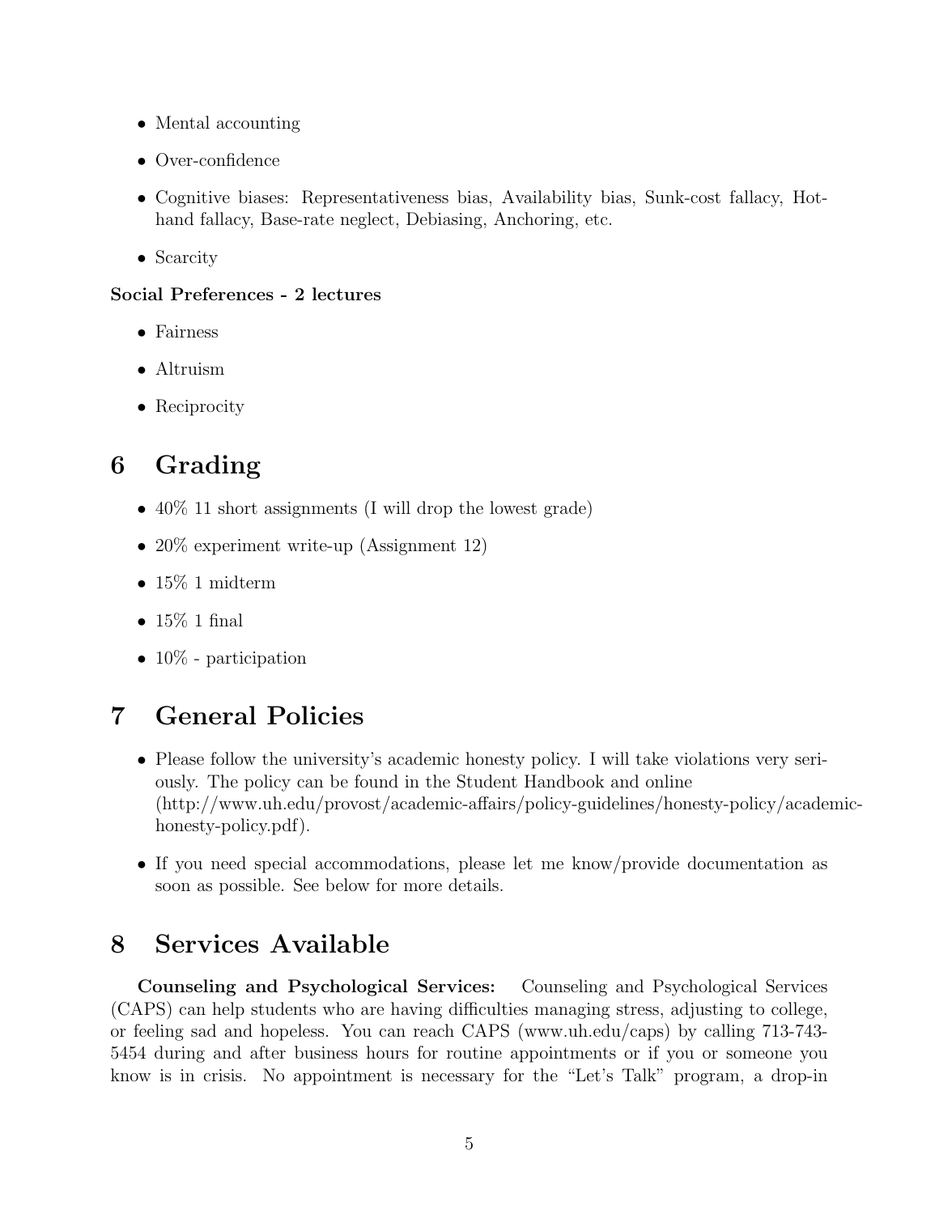- Mental accounting
- Over-confidence
- Cognitive biases: Representativeness bias, Availability bias, Sunk-cost fallacy, Hot-hand fallacy, Base-rate neglect, Debiasing, Anchoring, etc.
- Scarcity

**Social Preferences - 2 lectures**

- Fairness
- Altruism
- Reciprocity

# 6 Grading

- 40% 11 short assignments (I will drop the lowest grade)
- 20% experiment write-up (Assignment 12)
- 15% 1 midterm
- 15% 1 final
- 10% - participation

# 7 General Policies

- Please follow the university's academic honesty policy. I will take violations very seriously. The policy can be found in the Student Handbook and online (http://www.uh.edu/provost/academic-affairs/policy-guidelines/honesty-policy/academic-honesty-policy.pdf).
- If you need special accommodations, please let me know/provide documentation as soon as possible. See below for more details.

# 8 Services Available

**Counseling and Psychological Services:** Counseling and Psychological Services (CAPS) can help students who are having difficulties managing stress, adjusting to college, or feeling sad and hopeless. You can reach CAPS (www.uh.edu/caps) by calling 713-743-5454 during and after business hours for routine appointments or if you or someone you know is in crisis. No appointment is necessary for the "Let's Talk" program, a drop-in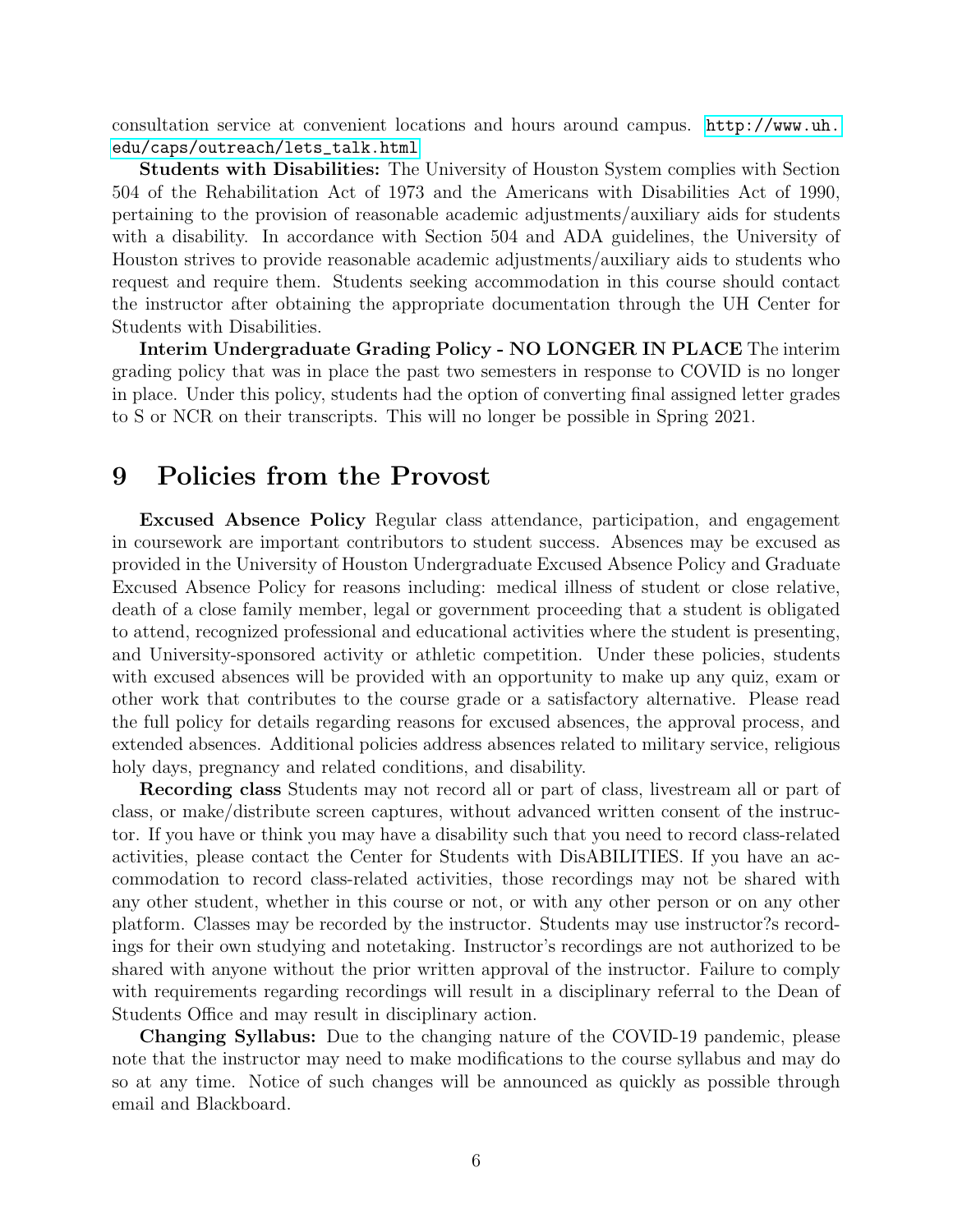consultation service at convenient locations and hours around campus. http://www.uh.edu/caps/outreach/lets_talk.html

**Students with Disabilities:** The University of Houston System complies with Section 504 of the Rehabilitation Act of 1973 and the Americans with Disabilities Act of 1990, pertaining to the provision of reasonable academic adjustments/auxiliary aids for students with a disability. In accordance with Section 504 and ADA guidelines, the University of Houston strives to provide reasonable academic adjustments/auxiliary aids to students who request and require them. Students seeking accommodation in this course should contact the instructor after obtaining the appropriate documentation through the UH Center for Students with Disabilities.

**Interim Undergraduate Grading Policy - NO LONGER IN PLACE** The interim grading policy that was in place the past two semesters in response to COVID is no longer in place. Under this policy, students had the option of converting final assigned letter grades to S or NCR on their transcripts. This will no longer be possible in Spring 2021.

# 9 Policies from the Provost

**Excused Absence Policy** Regular class attendance, participation, and engagement in coursework are important contributors to student success. Absences may be excused as provided in the University of Houston Undergraduate Excused Absence Policy and Graduate Excused Absence Policy for reasons including: medical illness of student or close relative, death of a close family member, legal or government proceeding that a student is obligated to attend, recognized professional and educational activities where the student is presenting, and University-sponsored activity or athletic competition. Under these policies, students with excused absences will be provided with an opportunity to make up any quiz, exam or other work that contributes to the course grade or a satisfactory alternative. Please read the full policy for details regarding reasons for excused absences, the approval process, and extended absences. Additional policies address absences related to military service, religious holy days, pregnancy and related conditions, and disability.

**Recording class** Students may not record all or part of class, livestream all or part of class, or make/distribute screen captures, without advanced written consent of the instructor. If you have or think you may have a disability such that you need to record class-related activities, please contact the Center for Students with DisABILITIES. If you have an accommodation to record class-related activities, those recordings may not be shared with any other student, whether in this course or not, or with any other person or on any other platform. Classes may be recorded by the instructor. Students may use instructor?s recordings for their own studying and notetaking. Instructor's recordings are not authorized to be shared with anyone without the prior written approval of the instructor. Failure to comply with requirements regarding recordings will result in a disciplinary referral to the Dean of Students Office and may result in disciplinary action.

**Changing Syllabus:** Due to the changing nature of the COVID-19 pandemic, please note that the instructor may need to make modifications to the course syllabus and may do so at any time. Notice of such changes will be announced as quickly as possible through email and Blackboard.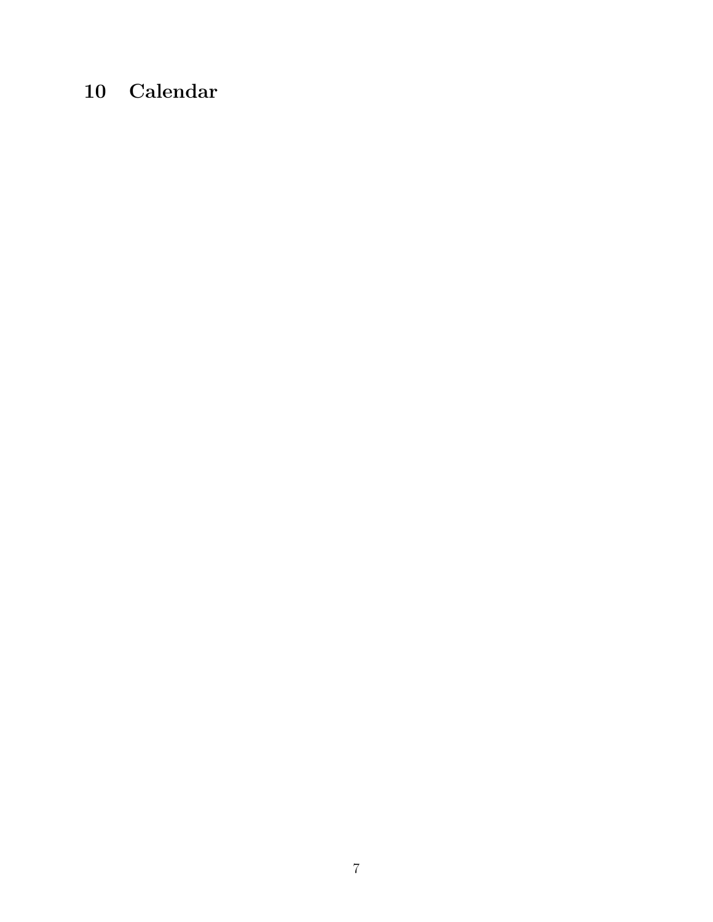## 10 Calendar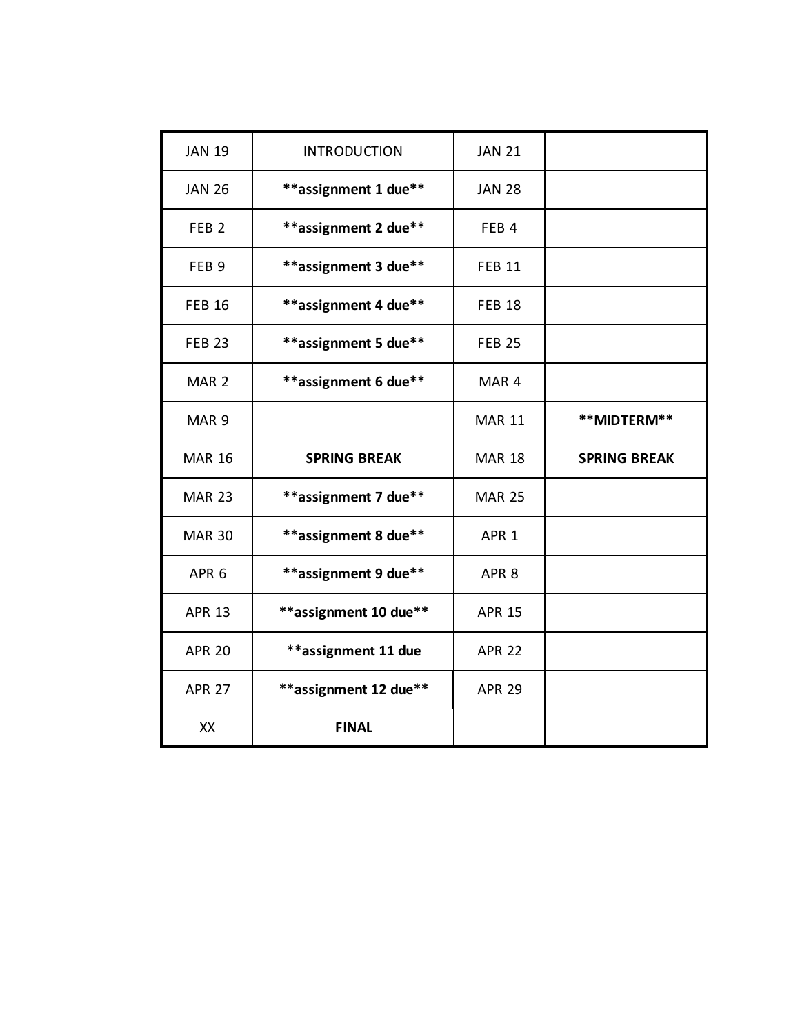| | | | |
|---|---|---|---|
| JAN 19 | INTRODUCTION | JAN 21 | |
| JAN 26 | **\*\*assignment 1 due\*\*** | JAN 28 | |
| FEB 2 | **\*\*assignment 2 due\*\*** | FEB 4 | |
| FEB 9 | **\*\*assignment 3 due\*\*** | FEB 11 | |
| FEB 16 | **\*\*assignment 4 due\*\*** | FEB 18 | |
| FEB 23 | **\*\*assignment 5 due\*\*** | FEB 25 | |
| MAR 2 | **\*\*assignment 6 due\*\*** | MAR 4 | |
| MAR 9 | | MAR 11 | **\*\*MIDTERM\*\*** |
| MAR 16 | **SPRING BREAK** | MAR 18 | **SPRING BREAK** |
| MAR 23 | **\*\*assignment 7 due\*\*** | MAR 25 | |
| MAR 30 | **\*\*assignment 8 due\*\*** | APR 1 | |
| APR 6 | **\*\*assignment 9 due\*\*** | APR 8 | |
| APR 13 | **\*\*assignment 10 due\*\*** | APR 15 | |
| APR 20 | **\*\*assignment 11 due** | APR 22 | |
| APR 27 | **\*\*assignment 12 due\*\*** | APR 29 | |
| XX | **FINAL** | | |